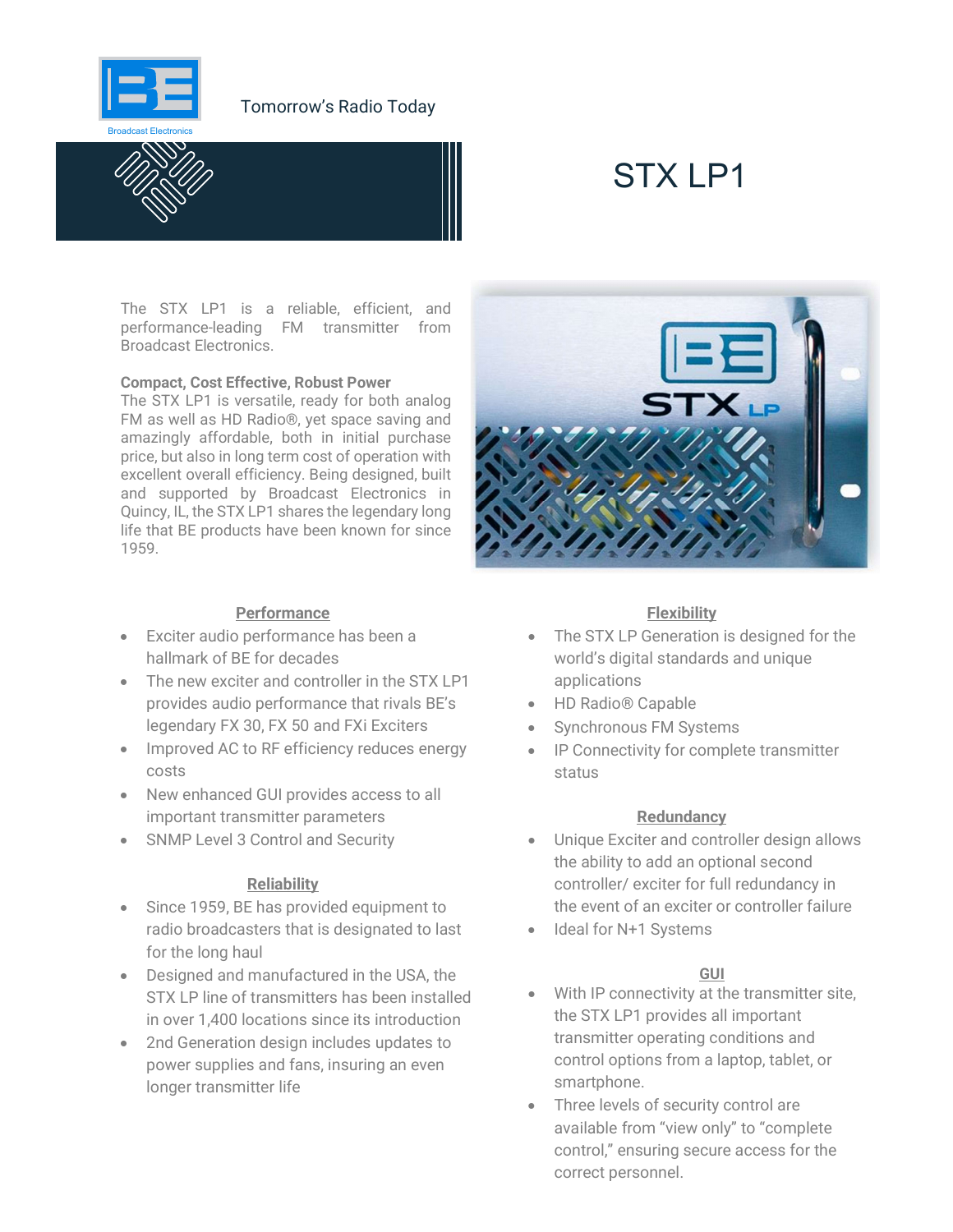Tomorrow's Radio Today

# STX LP1

The STX LP1 is a reliable, efficient, and performance-leading FM transmitter from Broadcast Electronics.

**Compact, Cost Effective, Robust Power**

The STX LP1 is versatile, ready for both analog FM as well as HD Radio®, yet space saving and amazingly affordable, both in initial purchase price, but also in long term cost of operation with excellent overall efficiency. Being designed, built and supported by Broadcast Electronics in Quincy, IL, the STX LP1 shares the legendary long life that BE products have been known for since 1959.

## Performance

- Exciter audio performance has been a hallmark of BE for decades
- The new exciter and controller in the STX LP1 provides audio performance that rivals BE's legendary FX 30, FX 50 and FXi Exciters
- Improved AC to RF efficiency reduces energy costs
- New enhanced GUI provides access to all important transmitter parameters
- SNMP Level 3 Control and Security

## Reliability

- Since 1959, BE has provided equipment to radio broadcasters that is designated to last for the long haul
- Designed and manufactured in the USA, the STX LP line of transmitters has been installed in over 1,400 locations since its introduction
- 2nd Generation design includes updates to power supplies and fans, insuring an even longer transmitter life

## Flexibility

- The STX LP Generation is designed for the world's digital standards and unique applications
- HD Radio® Capable
- Synchronous FM Systems
- IP Connectivity for complete transmitter status

## Redundancy

- Unique Exciter and controller design allows the ability to add an optional second controller/ exciter for full redundancy in the event of an exciter or controller failure
- Ideal for N+1 Systems

## GUI

- With IP connectivity at the transmitter site, the STX LP1 provides all important transmitter operating conditions and control options from a laptop, tablet, or smartphone.
- Three levels of security control are available from "view only" to "complete control," ensuring secure access for the correct personnel.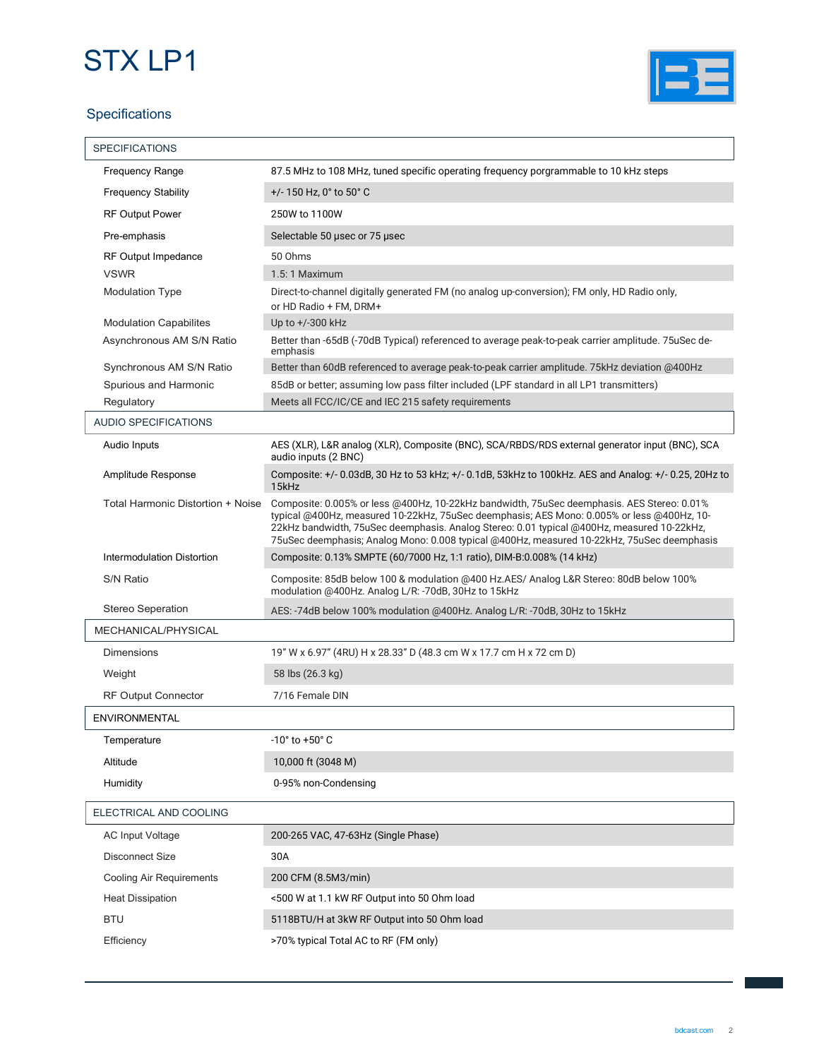# STX LP1

## Specifications

| SPECIFICATIONS | |
|---|---|
| Frequency Range | 87.5 MHz to 108 MHz, tuned specific operating frequency porgrammable to 10 kHz steps |
| Frequency Stability | +/- 150 Hz, 0° to 50° C |
| RF Output Power | 250W to 1100W |
| Pre-emphasis | Selectable 50 µsec or 75 µsec |
| RF Output Impedance | 50 Ohms |
| VSWR | 1.5: 1 Maximum |
| Modulation Type | Direct-to-channel digitally generated FM (no analog up-conversion); FM only, HD Radio only, or HD Radio + FM, DRM+ |
| Modulation Capabilites | Up to +/-300 kHz |
| Asynchronous AM S/N Ratio | Better than -65dB (-70dB Typical) referenced to average peak-to-peak carrier amplitude. 75uSec de-emphasis |
| Synchronous AM S/N Ratio | Better than 60dB referenced to average peak-to-peak carrier amplitude. 75kHz deviation @400Hz |
| Spurious and Harmonic | 85dB or better; assuming low pass filter included (LPF standard in all LP1 transmitters) |
| Regulatory | Meets all FCC/IC/CE and IEC 215 safety requirements |
| **AUDIO SPECIFICATIONS** | |
| Audio Inputs | AES (XLR), L&R analog (XLR), Composite (BNC), SCA/RBDS/RDS external generator input (BNC), SCA audio inputs (2 BNC) |
| Amplitude Response | Composite: +/- 0.03dB, 30 Hz to 53 kHz; +/- 0.1dB, 53kHz to 100kHz. AES and Analog: +/- 0.25, 20Hz to 15kHz |
| Total Harmonic Distortion + Noise | Composite: 0.005% or less @400Hz, 10-22kHz bandwidth, 75uSec deemphasis. AES Stereo: 0.01% typical @400Hz, measured 10-22kHz, 75uSec deemphasis; AES Mono: 0.005% or less @400Hz, 10-22kHz bandwidth, 75uSec deemphasis. Analog Stereo: 0.01 typical @400Hz, measured 10-22kHz, 75uSec deemphasis; Analog Mono: 0.008 typical @400Hz, measured 10-22kHz, 75uSec deemphasis |
| Intermodulation Distortion | Composite: 0.13% SMPTE (60/7000 Hz, 1:1 ratio), DIM-B:0.008% (14 kHz) |
| S/N Ratio | Composite: 85dB below 100 & modulation @400 Hz.AES/ Analog L&R Stereo: 80dB below 100% modulation @400Hz. Analog L/R: -70dB, 30Hz to 15kHz |
| Stereo Seperation | AES: -74dB below 100% modulation @400Hz. Analog L/R: -70dB, 30Hz to 15kHz |
| **MECHANICAL/PHYSICAL** | |
| Dimensions | 19" W x 6.97" (4RU) H x 28.33" D (48.3 cm W x 17.7 cm H x 72 cm D) |
| Weight | 58 lbs (26.3 kg) |
| RF Output Connector | 7/16 Female DIN |
| **ENVIRONMENTAL** | |
| Temperature | -10° to +50° C |
| Altitude | 10,000 ft (3048 M) |
| Humidity | 0-95% non-Condensing |
| **ELECTRICAL AND COOLING** | |
| AC Input Voltage | 200-265 VAC, 47-63Hz (Single Phase) |
| Disconnect Size | 30A |
| Cooling Air Requirements | 200 CFM (8.5M3/min) |
| Heat Dissipation | <500 W at 1.1 kW RF Output into 50 Ohm load |
| BTU | 5118BTU/H at 3kW RF Output into 50 Ohm load |
| Efficiency | >70% typical Total AC to RF (FM only) |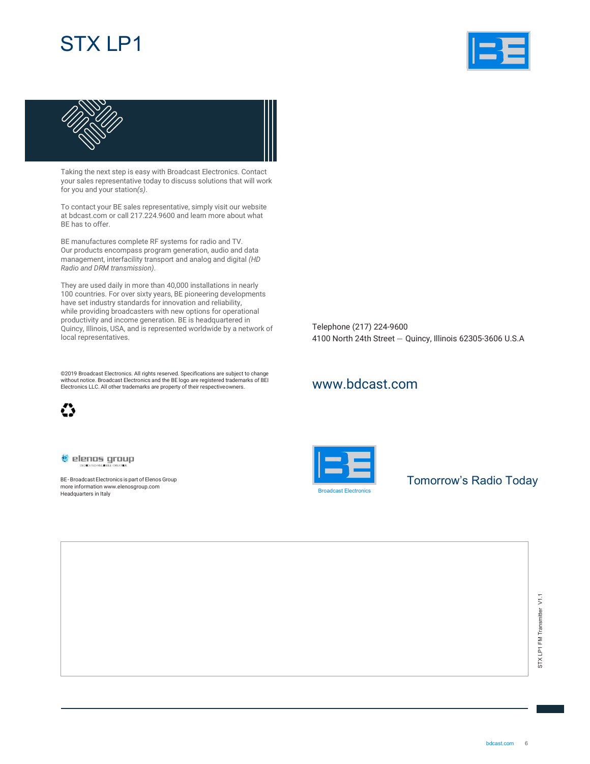# STX LP1

Taking the next step is easy with Broadcast Electronics. Contact your sales representative today to discuss solutions that will work for you and your station*(s)*.

To contact your BE sales representative, simply visit our website at bdcast.com or call 217.224.9600 and learn more about what BE has to offer.

BE manufactures complete RF systems for radio and TV. Our products encompass program generation, audio and data management, interfacility transport and analog and digital *(HD Radio and DRM transmission)*.

They are used daily in more than 40,000 installations in nearly 100 countries. For over sixty years, BE pioneering developments have set industry standards for innovation and reliability, while providing broadcasters with new options for operational productivity and income generation. BE is headquartered in Quincy, Illinois, USA, and is represented worldwide by a network of local representatives.

©2019 Broadcast Electronics. All rights reserved. Specifications are subject to change without notice. Broadcast Electronics and the BE logo are registered trademarks of BEI Electronics LLC. All other trademarks are property of their respective owners.

elenos group

BE - Broadcast Electronics is part of Elenos Group
more information www.elenosgroup.com
Headquarters in Italy

Telephone (217) 224-9600
4100 North 24th Street — Quincy, Illinois 62305-3606 U.S.A

www.bdcast.com

Broadcast Electronics

Tomorrow's Radio Today

STX LP1 FM Transmitter V1.1